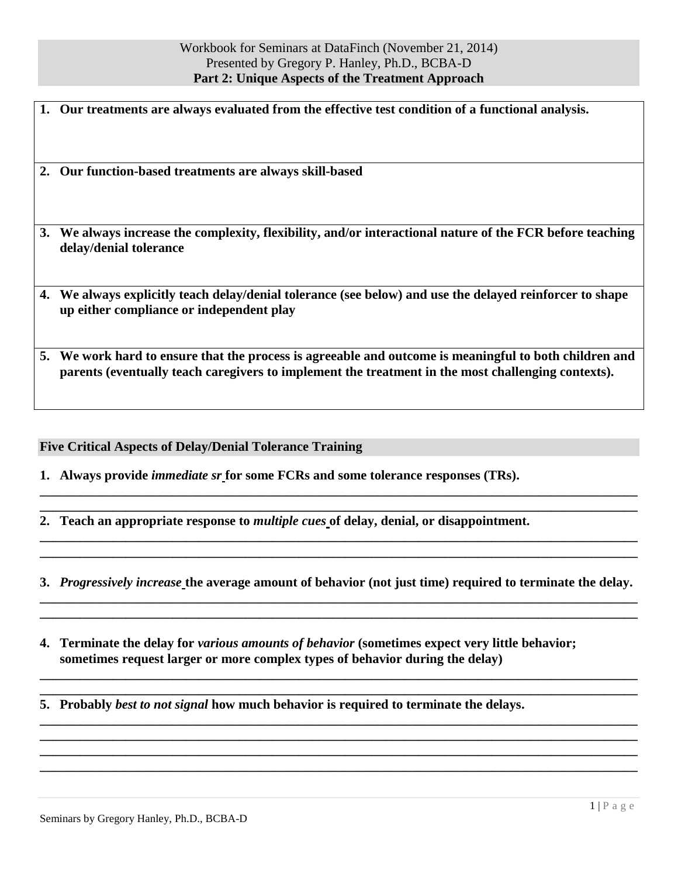Workbook for Seminars at DataFinch (November 21, 2014)
Presented by Gregory P. Hanley, Ph.D., BCBA-D

## Part 2: Unique Aspects of the Treatment Approach

1. **Our treatments are always evaluated from the effective test condition of a functional analysis.**

2. **Our function-based treatments are always skill-based**

3. **We always increase the complexity, flexibility, and/or interactional nature of the FCR before teaching delay/denial tolerance**

4. **We always explicitly teach delay/denial tolerance (see below) and use the delayed reinforcer to shape up either compliance or independent play**

5. **We work hard to ensure that the process is agreeable and outcome is meaningful to both children and parents (eventually teach caregivers to implement the treatment in the most challenging contexts).**

### Five Critical Aspects of Delay/Denial Tolerance Training

1. **Always provide *immediate sr* for some FCRs and some tolerance responses (TRs).**

2. **Teach an appropriate response to *multiple cues* of delay, denial, or disappointment.**

3. ***Progressively increase* the average amount of behavior (not just time) required to terminate the delay.**

4. **Terminate the delay for *various amounts of behavior* (sometimes expect very little behavior; sometimes request larger or more complex types of behavior during the delay)**

5. **Probably *best to not signal* how much behavior is required to terminate the delays.**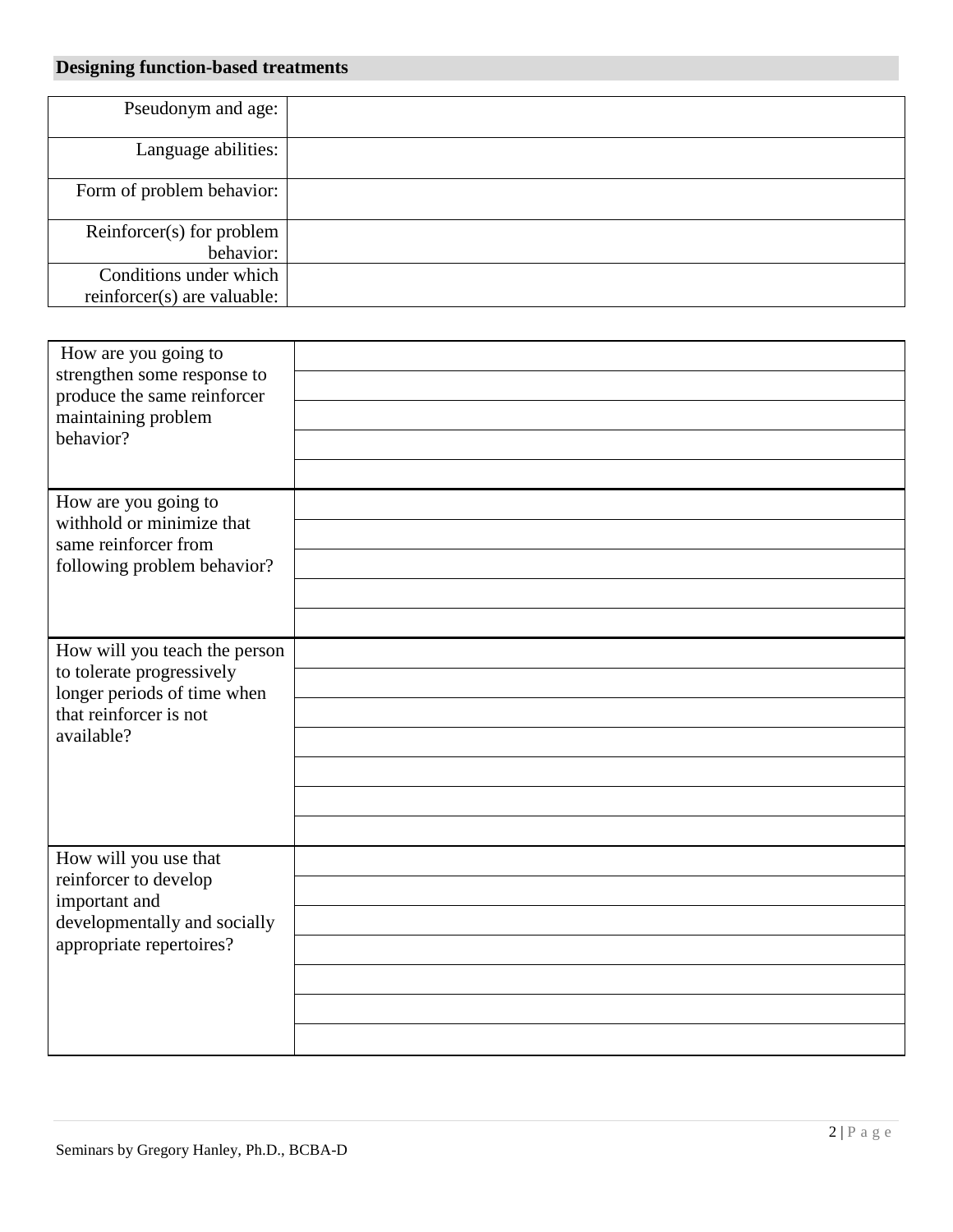## Designing function-based treatments

| | |
|---|---|
| Pseudonym and age: | |
| Language abilities: | |
| Form of problem behavior: | |
| Reinforcer(s) for problem behavior: | |
| Conditions under which reinforcer(s) are valuable: | |

| | |
|---|---|
| How are you going to strengthen some response to produce the same reinforcer maintaining problem behavior? | |
| | |
| | |
| | |
| | |
| How are you going to withhold or minimize that same reinforcer from following problem behavior? | |
| | |
| | |
| | |
| | |
| How will you teach the person to tolerate progressively longer periods of time when that reinforcer is not available? | |
| | |
| | |
| | |
| | |
| | |
| | |
| How will you use that reinforcer to develop important and developmentally and socially appropriate repertoires? | |
| | |
| | |
| | |
| | |
| | |
| | |

Seminars by Gregory Hanley, Ph.D., BCBA-D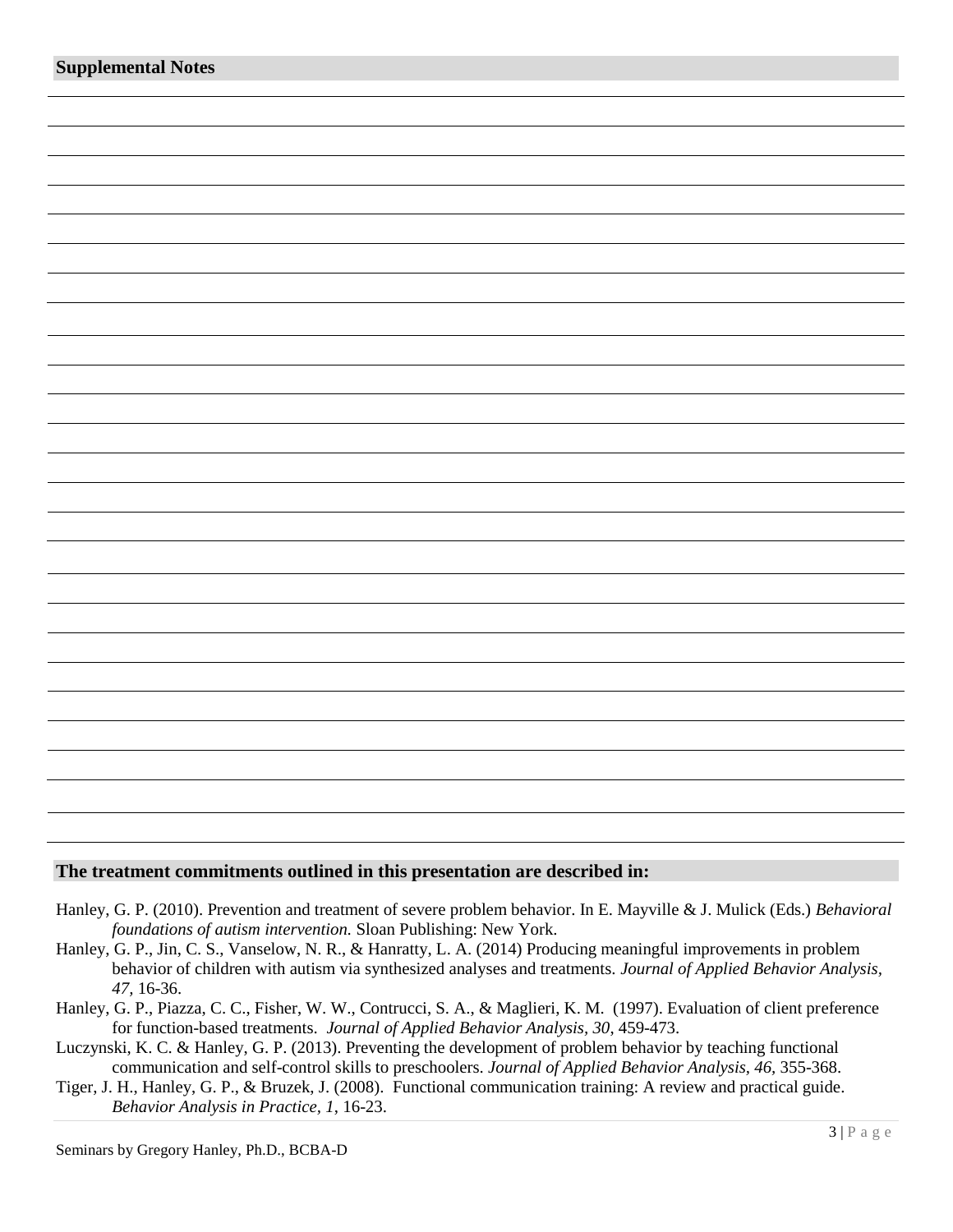## Supplemental Notes

## The treatment commitments outlined in this presentation are described in:

Hanley, G. P. (2010). Prevention and treatment of severe problem behavior. In E. Mayville & J. Mulick (Eds.) *Behavioral foundations of autism intervention.* Sloan Publishing: New York.

Hanley, G. P., Jin, C. S., Vanselow, N. R., & Hanratty, L. A. (2014) Producing meaningful improvements in problem behavior of children with autism via synthesized analyses and treatments. *Journal of Applied Behavior Analysis, 47,* 16-36.

Hanley, G. P., Piazza, C. C., Fisher, W. W., Contrucci, S. A., & Maglieri, K. M. (1997). Evaluation of client preference for function-based treatments. *Journal of Applied Behavior Analysis, 30*, 459-473.

Luczynski, K. C. & Hanley, G. P. (2013). Preventing the development of problem behavior by teaching functional communication and self-control skills to preschoolers. *Journal of Applied Behavior Analysis, 46,* 355-368.

Tiger, J. H., Hanley, G. P., & Bruzek, J. (2008). Functional communication training: A review and practical guide. *Behavior Analysis in Practice, 1*, 16-23.

Seminars by Gregory Hanley, Ph.D., BCBA-D